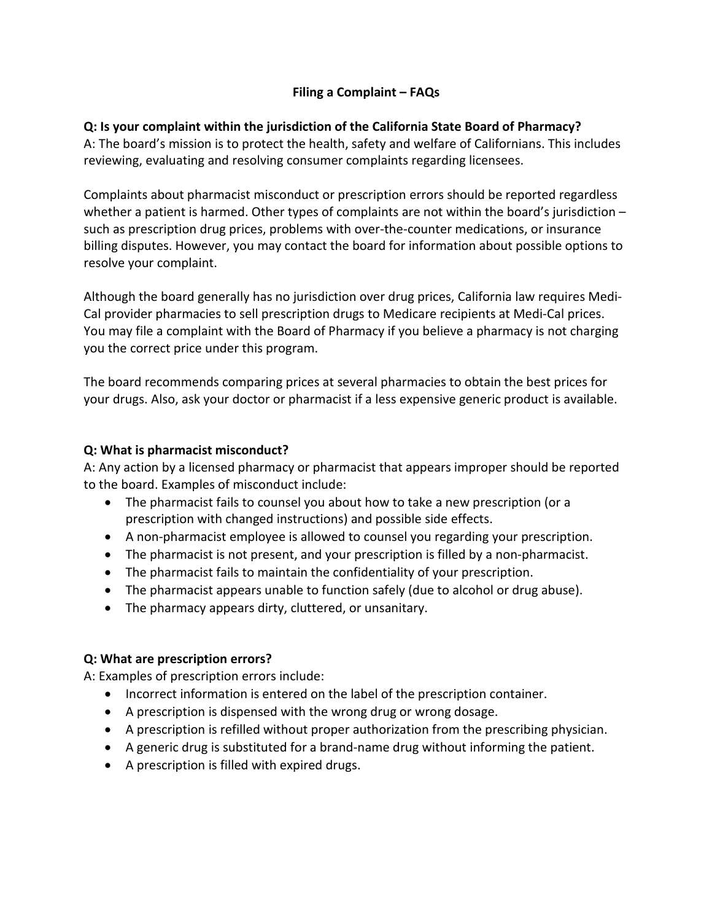# Filing a Complaint – FAQs

**Q: Is your complaint within the jurisdiction of the California State Board of Pharmacy?**

A: The board's mission is to protect the health, safety and welfare of Californians. This includes reviewing, evaluating and resolving consumer complaints regarding licensees.

Complaints about pharmacist misconduct or prescription errors should be reported regardless whether a patient is harmed. Other types of complaints are not within the board's jurisdiction – such as prescription drug prices, problems with over-the-counter medications, or insurance billing disputes. However, you may contact the board for information about possible options to resolve your complaint.

Although the board generally has no jurisdiction over drug prices, California law requires Medi-Cal provider pharmacies to sell prescription drugs to Medicare recipients at Medi-Cal prices. You may file a complaint with the Board of Pharmacy if you believe a pharmacy is not charging you the correct price under this program.

The board recommends comparing prices at several pharmacies to obtain the best prices for your drugs. Also, ask your doctor or pharmacist if a less expensive generic product is available.

**Q: What is pharmacist misconduct?**

A: Any action by a licensed pharmacy or pharmacist that appears improper should be reported to the board. Examples of misconduct include:

- The pharmacist fails to counsel you about how to take a new prescription (or a prescription with changed instructions) and possible side effects.
- A non-pharmacist employee is allowed to counsel you regarding your prescription.
- The pharmacist is not present, and your prescription is filled by a non-pharmacist.
- The pharmacist fails to maintain the confidentiality of your prescription.
- The pharmacist appears unable to function safely (due to alcohol or drug abuse).
- The pharmacy appears dirty, cluttered, or unsanitary.

**Q: What are prescription errors?**

A: Examples of prescription errors include:

- Incorrect information is entered on the label of the prescription container.
- A prescription is dispensed with the wrong drug or wrong dosage.
- A prescription is refilled without proper authorization from the prescribing physician.
- A generic drug is substituted for a brand-name drug without informing the patient.
- A prescription is filled with expired drugs.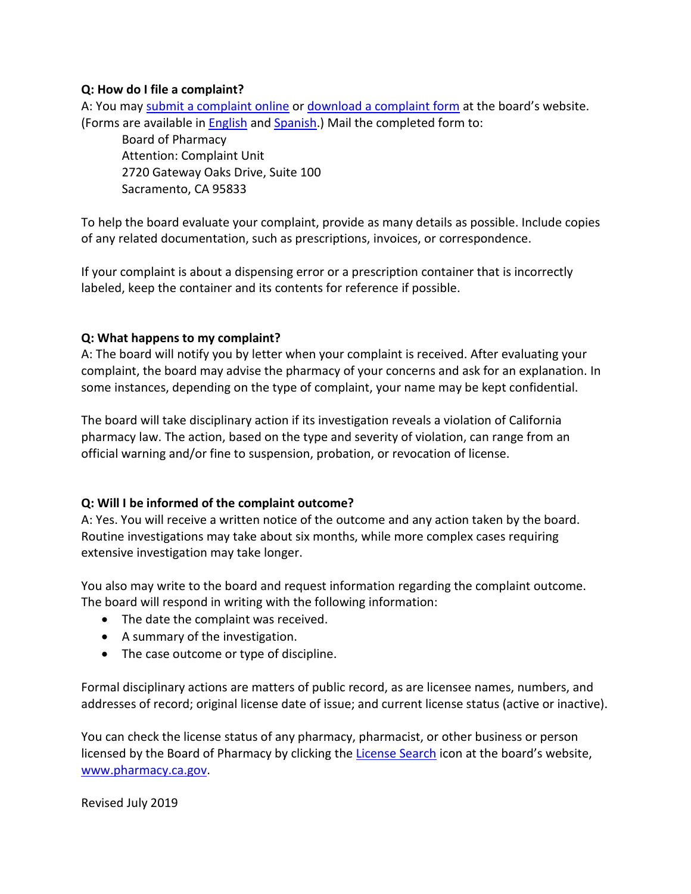**Q: How do I file a complaint?**

A: You may submit a complaint online or download a complaint form at the board's website. (Forms are available in English and Spanish.) Mail the completed form to:

Board of Pharmacy
Attention: Complaint Unit
2720 Gateway Oaks Drive, Suite 100
Sacramento, CA 95833

To help the board evaluate your complaint, provide as many details as possible. Include copies of any related documentation, such as prescriptions, invoices, or correspondence.

If your complaint is about a dispensing error or a prescription container that is incorrectly labeled, keep the container and its contents for reference if possible.

**Q: What happens to my complaint?**

A: The board will notify you by letter when your complaint is received. After evaluating your complaint, the board may advise the pharmacy of your concerns and ask for an explanation. In some instances, depending on the type of complaint, your name may be kept confidential.

The board will take disciplinary action if its investigation reveals a violation of California pharmacy law. The action, based on the type and severity of violation, can range from an official warning and/or fine to suspension, probation, or revocation of license.

**Q: Will I be informed of the complaint outcome?**

A: Yes. You will receive a written notice of the outcome and any action taken by the board. Routine investigations may take about six months, while more complex cases requiring extensive investigation may take longer.

You also may write to the board and request information regarding the complaint outcome. The board will respond in writing with the following information:

- The date the complaint was received.
- A summary of the investigation.
- The case outcome or type of discipline.

Formal disciplinary actions are matters of public record, as are licensee names, numbers, and addresses of record; original license date of issue; and current license status (active or inactive).

You can check the license status of any pharmacy, pharmacist, or other business or person licensed by the Board of Pharmacy by clicking the License Search icon at the board's website, www.pharmacy.ca.gov.

Revised July 2019